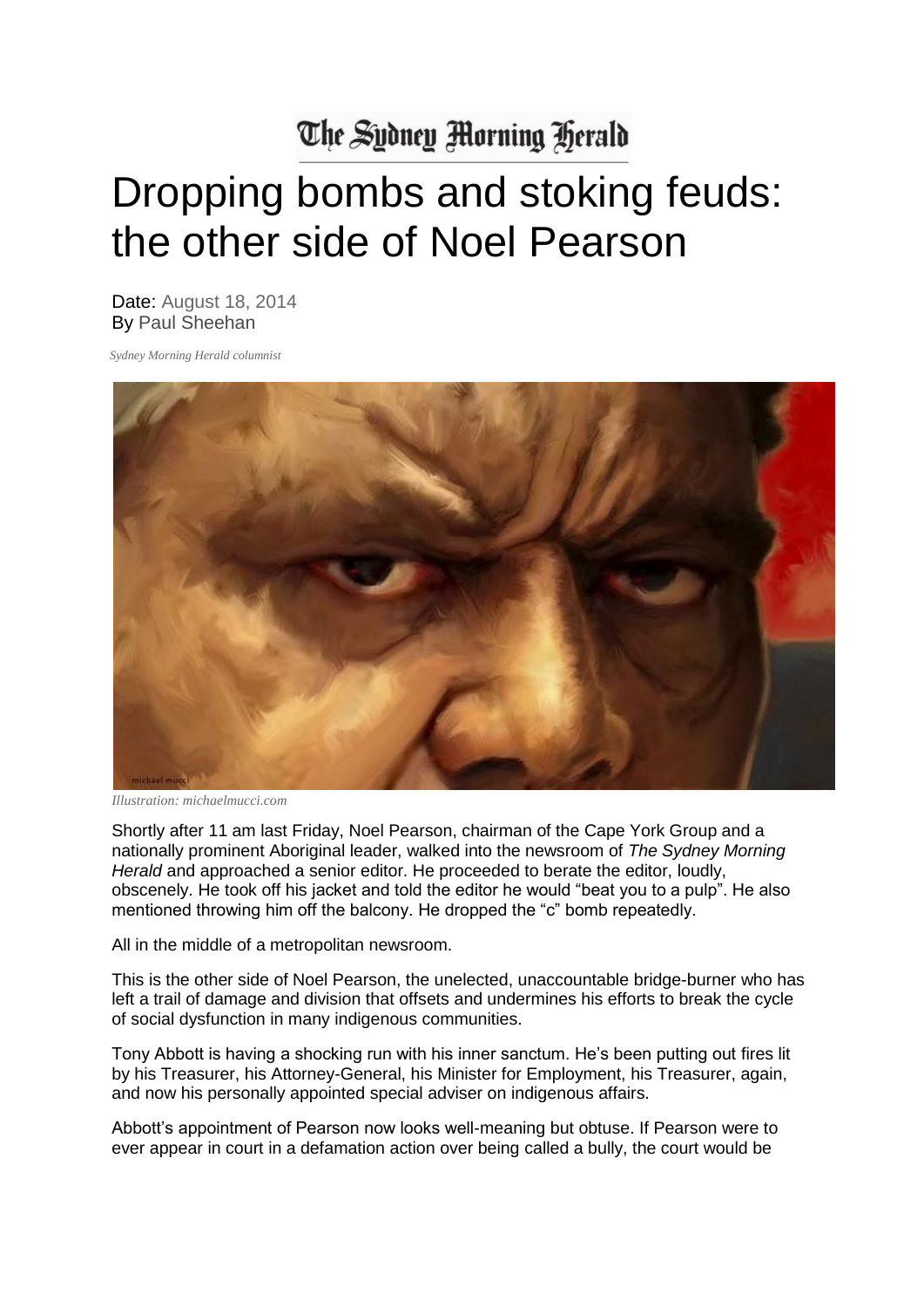The Sydney Morning Herald

# Dropping bombs and stoking feuds: the other side of Noel Pearson

Date: August 18, 2014
By Paul Sheehan

*Sydney Morning Herald columnist*

*Illustration: michaelmucci.com*

Shortly after 11 am last Friday, Noel Pearson, chairman of the Cape York Group and a nationally prominent Aboriginal leader, walked into the newsroom of *The Sydney Morning Herald* and approached a senior editor. He proceeded to berate the editor, loudly, obscenely. He took off his jacket and told the editor he would "beat you to a pulp". He also mentioned throwing him off the balcony. He dropped the "c" bomb repeatedly.

All in the middle of a metropolitan newsroom.

This is the other side of Noel Pearson, the unelected, unaccountable bridge-burner who has left a trail of damage and division that offsets and undermines his efforts to break the cycle of social dysfunction in many indigenous communities.

Tony Abbott is having a shocking run with his inner sanctum. He's been putting out fires lit by his Treasurer, his Attorney-General, his Minister for Employment, his Treasurer, again, and now his personally appointed special adviser on indigenous affairs.

Abbott's appointment of Pearson now looks well-meaning but obtuse. If Pearson were to ever appear in court in a defamation action over being called a bully, the court would be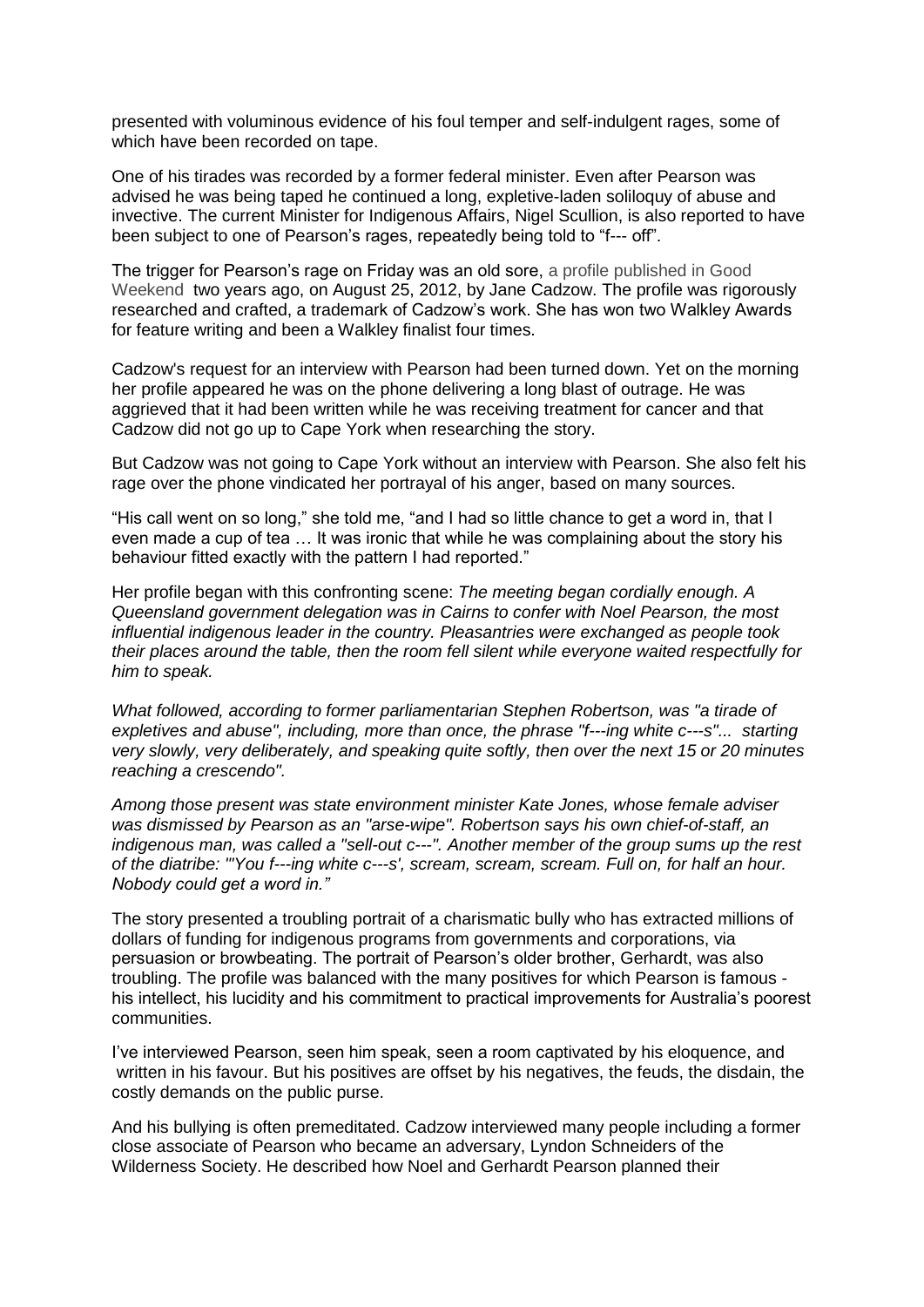presented with voluminous evidence of his foul temper and self-indulgent rages, some of which have been recorded on tape.

One of his tirades was recorded by a former federal minister. Even after Pearson was advised he was being taped he continued a long, expletive-laden soliloquy of abuse and invective. The current Minister for Indigenous Affairs, Nigel Scullion, is also reported to have been subject to one of Pearson's rages, repeatedly being told to "f--- off".

The trigger for Pearson's rage on Friday was an old sore, a profile published in Good Weekend two years ago, on August 25, 2012, by Jane Cadzow. The profile was rigorously researched and crafted, a trademark of Cadzow's work. She has won two Walkley Awards for feature writing and been a Walkley finalist four times.

Cadzow's request for an interview with Pearson had been turned down. Yet on the morning her profile appeared he was on the phone delivering a long blast of outrage. He was aggrieved that it had been written while he was receiving treatment for cancer and that Cadzow did not go up to Cape York when researching the story.

But Cadzow was not going to Cape York without an interview with Pearson. She also felt his rage over the phone vindicated her portrayal of his anger, based on many sources.

"His call went on so long," she told me, "and I had so little chance to get a word in, that I even made a cup of tea … It was ironic that while he was complaining about the story his behaviour fitted exactly with the pattern I had reported."

Her profile began with this confronting scene: *The meeting began cordially enough. A Queensland government delegation was in Cairns to confer with Noel Pearson, the most influential indigenous leader in the country. Pleasantries were exchanged as people took their places around the table, then the room fell silent while everyone waited respectfully for him to speak.*

*What followed, according to former parliamentarian Stephen Robertson, was "a tirade of expletives and abuse", including, more than once, the phrase "f---ing white c---s"... starting very slowly, very deliberately, and speaking quite softly, then over the next 15 or 20 minutes reaching a crescendo".*

*Among those present was state environment minister Kate Jones, whose female adviser was dismissed by Pearson as an "arse-wipe". Robertson says his own chief-of-staff, an indigenous man, was called a "sell-out c---". Another member of the group sums up the rest of the diatribe: "'You f---ing white c---s', scream, scream, scream. Full on, for half an hour. Nobody could get a word in."*

The story presented a troubling portrait of a charismatic bully who has extracted millions of dollars of funding for indigenous programs from governments and corporations, via persuasion or browbeating. The portrait of Pearson's older brother, Gerhardt, was also troubling. The profile was balanced with the many positives for which Pearson is famous - his intellect, his lucidity and his commitment to practical improvements for Australia's poorest communities.

I've interviewed Pearson, seen him speak, seen a room captivated by his eloquence, and written in his favour. But his positives are offset by his negatives, the feuds, the disdain, the costly demands on the public purse.

And his bullying is often premeditated. Cadzow interviewed many people including a former close associate of Pearson who became an adversary, Lyndon Schneiders of the Wilderness Society. He described how Noel and Gerhardt Pearson planned their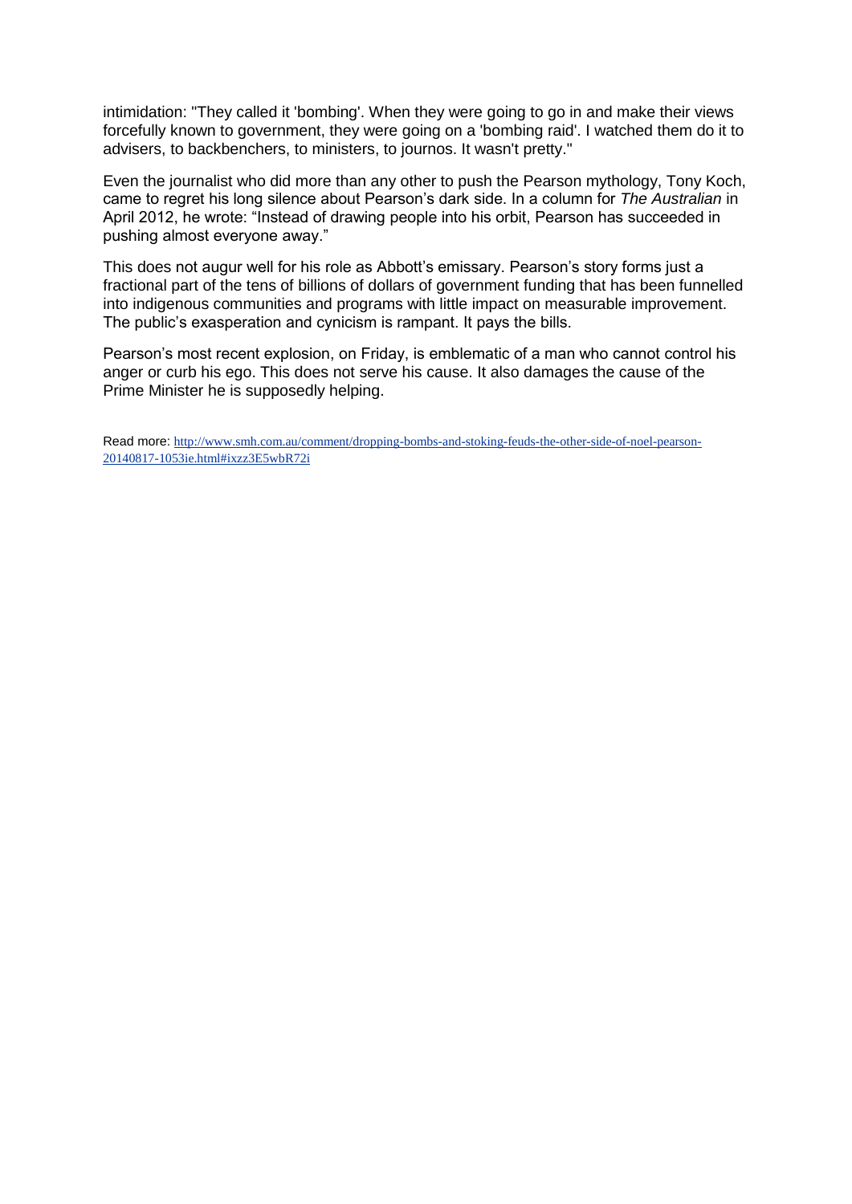intimidation: "They called it 'bombing'. When they were going to go in and make their views forcefully known to government, they were going on a 'bombing raid'. I watched them do it to advisers, to backbenchers, to ministers, to journos. It wasn't pretty."

Even the journalist who did more than any other to push the Pearson mythology, Tony Koch, came to regret his long silence about Pearson's dark side. In a column for *The Australian* in April 2012, he wrote: "Instead of drawing people into his orbit, Pearson has succeeded in pushing almost everyone away."

This does not augur well for his role as Abbott's emissary. Pearson's story forms just a fractional part of the tens of billions of dollars of government funding that has been funnelled into indigenous communities and programs with little impact on measurable improvement. The public's exasperation and cynicism is rampant. It pays the bills.

Pearson's most recent explosion, on Friday, is emblematic of a man who cannot control his anger or curb his ego. This does not serve his cause. It also damages the cause of the Prime Minister he is supposedly helping.

Read more: [http://www.smh.com.au/comment/dropping-bombs-and-stoking-feuds-the-other-side-of-noel-pearson-20140817-1053ie.html#ixzz3E5wbR72i](http://www.smh.com.au/comment/dropping-bombs-and-stoking-feuds-the-other-side-of-noel-pearson-20140817-1053ie.html#ixzz3E5wbR72i)